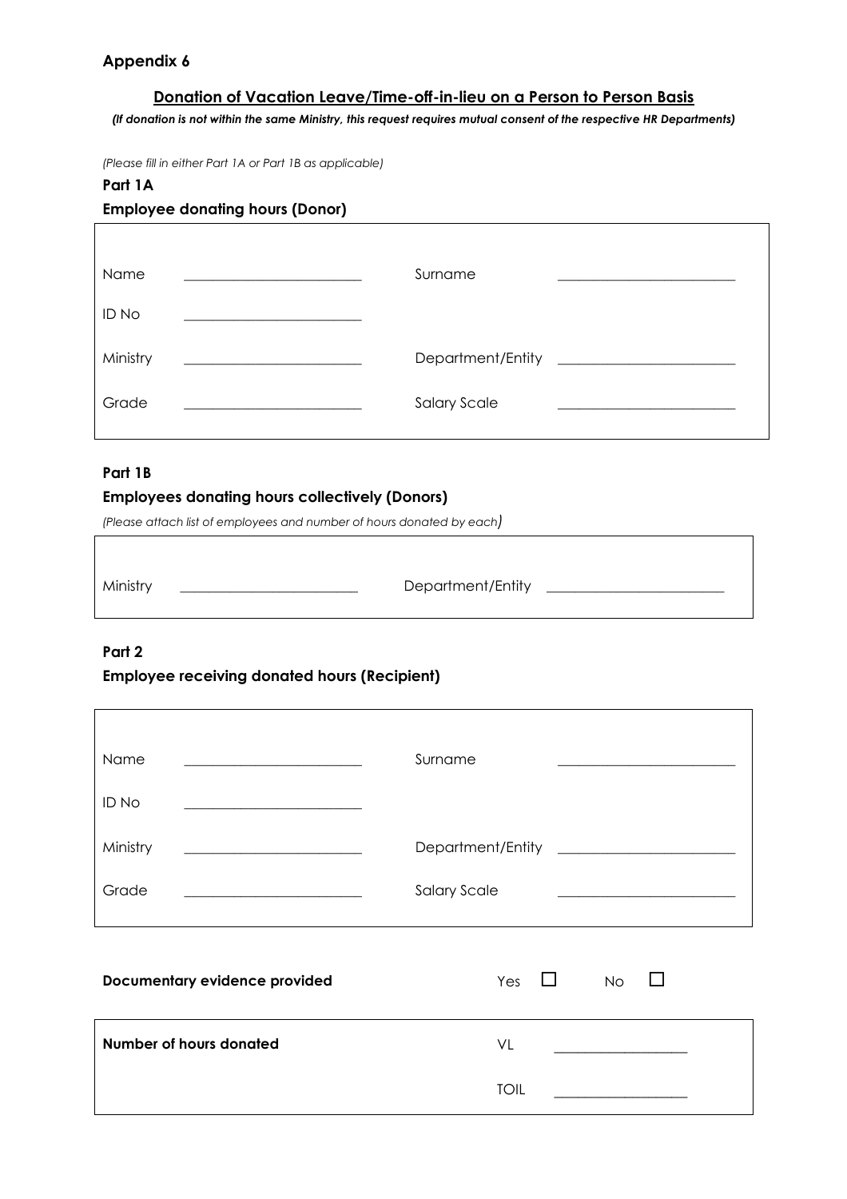**Appendix 6**

## Donation of Vacation Leave/Time-off-in-lieu on a Person to Person Basis

***(If donation is not within the same Ministry, this request requires mutual consent of the respective HR Departments)***

*(Please fill in either Part 1A or Part 1B as applicable)*

**Part 1A**

**Employee donating hours (Donor)**

| | | | |
|---|---|---|---|
| Name | ______________________ | Surname | ______________________ |
| ID No | ______________________ | | |
| Ministry | ______________________ | Department/Entity | ______________________ |
| Grade | ______________________ | Salary Scale | ______________________ |

**Part 1B**

**Employees donating hours collectively (Donors)**

*(Please attach list of employees and number of hours donated by each)*

| | | | |
|---|---|---|---|
| Ministry | ______________________ | Department/Entity | ______________________ |

**Part 2**

**Employee receiving donated hours (Recipient)**

| | | | |
|---|---|---|---|
| Name | ______________________ | Surname | ______________________ |
| ID No | ______________________ | | |
| Ministry | ______________________ | Department/Entity | ______________________ |
| Grade | ______________________ | Salary Scale | ______________________ |

**Documentary evidence provided** Yes ☐ No ☐

| | | |
|---|---|---|
| **Number of hours donated** | VL | ________________ |
| | TOIL | ________________ |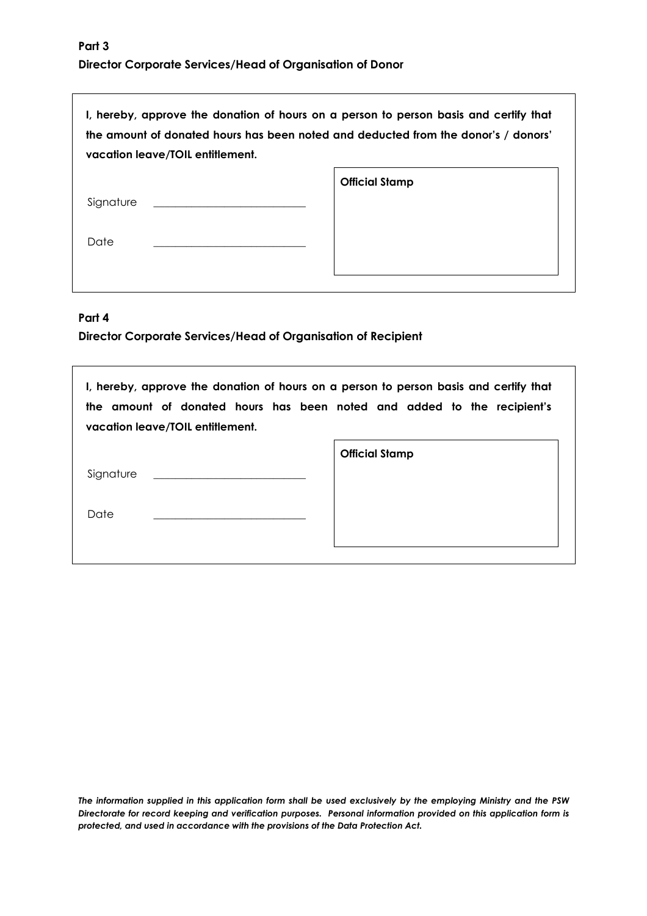**Part 3**

**Director Corporate Services/Head of Organisation of Donor**

**I, hereby, approve the donation of hours on a person to person basis and certify that the amount of donated hours has been noted and deducted from the donor's / donors' vacation leave/TOIL entitlement.**

Signature \_\_\_\_\_\_\_\_\_\_\_\_\_\_\_\_\_\_\_\_\_\_\_\_\_\_\_

Date \_\_\_\_\_\_\_\_\_\_\_\_\_\_\_\_\_\_\_\_\_\_\_\_\_\_\_

**Official Stamp**

**Part 4**

**Director Corporate Services/Head of Organisation of Recipient**

**I, hereby, approve the donation of hours on a person to person basis and certify that the amount of donated hours has been noted and added to the recipient's vacation leave/TOIL entitlement.**

Signature \_\_\_\_\_\_\_\_\_\_\_\_\_\_\_\_\_\_\_\_\_\_\_\_\_\_\_

Date \_\_\_\_\_\_\_\_\_\_\_\_\_\_\_\_\_\_\_\_\_\_\_\_\_\_\_

**Official Stamp**

***The information supplied in this application form shall be used exclusively by the employing Ministry and the PSW Directorate for record keeping and verification purposes. Personal information provided on this application form is protected, and used in accordance with the provisions of the Data Protection Act.***